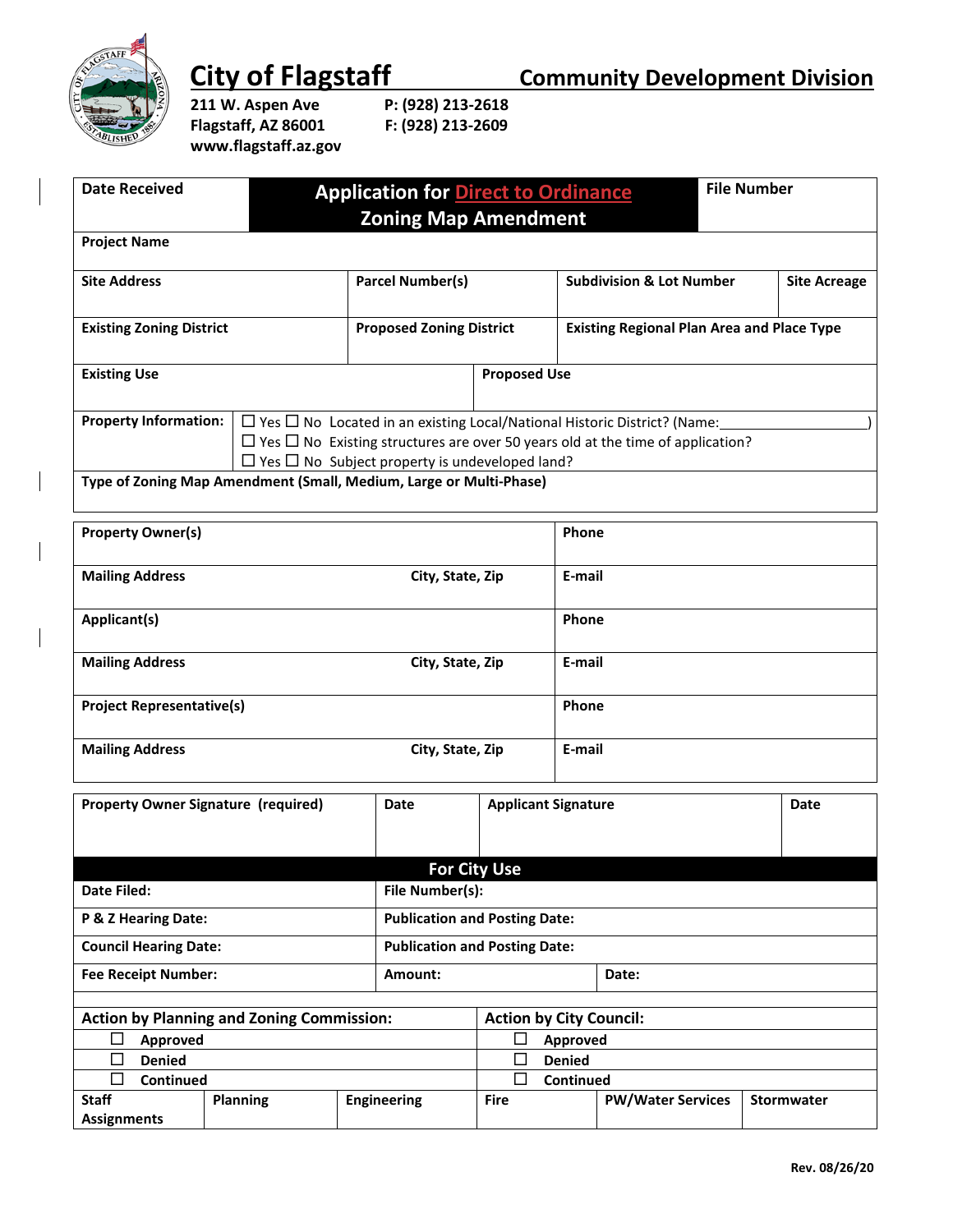# City of Flagstaff

## Community Development Division

211 W. Aspen Ave
Flagstaff, AZ 86001
www.flagstaff.az.gov

P: (928) 213-2618
F: (928) 213-2609

| Date Received | Application for Direct to Ordinance Zoning Map Amendment | | File Number |
|---|---|---|---|
| **Project Name** | | | |
| **Site Address** | **Parcel Number(s)** | **Subdivision & Lot Number** | **Site Acreage** |
| **Existing Zoning District** | **Proposed Zoning District** | **Existing Regional Plan Area and Place Type** | |
| **Existing Use** | **Proposed Use** | | |

**Property Information:**
- ☐ Yes ☐ No Located in an existing Local/National Historic District? (Name:\_\_\_\_\_\_\_\_\_\_\_\_\_\_\_\_\_\_\_\_)
- ☐ Yes ☐ No Existing structures are over 50 years old at the time of application?
- ☐ Yes ☐ No Subject property is undeveloped land?

**Type of Zoning Map Amendment (Small, Medium, Large or Multi-Phase)**

| | | |
|---|---|---|
| **Property Owner(s)** | | **Phone** |
| **Mailing Address** | **City, State, Zip** | **E-mail** |
| **Applicant(s)** | | **Phone** |
| **Mailing Address** | **City, State, Zip** | **E-mail** |
| **Project Representative(s)** | | **Phone** |
| **Mailing Address** | **City, State, Zip** | **E-mail** |

| Property Owner Signature (required) | Date | Applicant Signature | Date |
|---|---|---|---|
| | | | |

## For City Use

| | | |
|---|---|---|
| **Date Filed:** | **File Number(s):** | |
| **P & Z Hearing Date:** | **Publication and Posting Date:** | |
| **Council Hearing Date:** | **Publication and Posting Date:** | |
| **Fee Receipt Number:** | **Amount:** | **Date:** |

| Action by Planning and Zoning Commission: | Action by City Council: |
|---|---|
| ☐ Approved | ☐ Approved |
| ☐ Denied | ☐ Denied |
| ☐ Continued | ☐ Continued |

| Staff Assignments | Planning | Engineering | Fire | PW/Water Services | Stormwater |
|---|---|---|---|---|---|
| | | | | | |

Rev. 08/26/20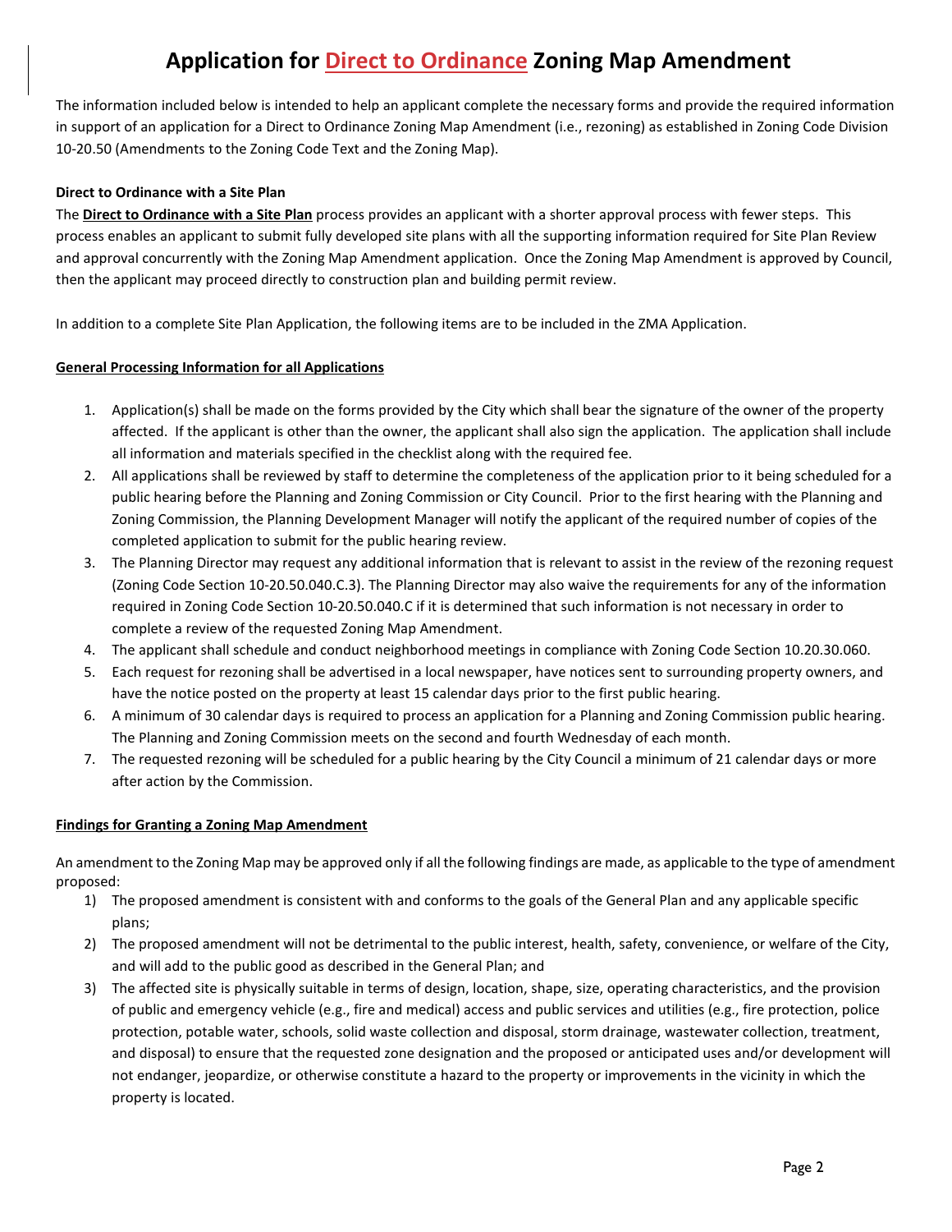# Application for Direct to Ordinance Zoning Map Amendment

The information included below is intended to help an applicant complete the necessary forms and provide the required information in support of an application for a Direct to Ordinance Zoning Map Amendment (i.e., rezoning) as established in Zoning Code Division 10-20.50 (Amendments to the Zoning Code Text and the Zoning Map).

**Direct to Ordinance with a Site Plan**

The **Direct to Ordinance with a Site Plan** process provides an applicant with a shorter approval process with fewer steps. This process enables an applicant to submit fully developed site plans with all the supporting information required for Site Plan Review and approval concurrently with the Zoning Map Amendment application. Once the Zoning Map Amendment is approved by Council, then the applicant may proceed directly to construction plan and building permit review.

In addition to a complete Site Plan Application, the following items are to be included in the ZMA Application.

**General Processing Information for all Applications**

1. Application(s) shall be made on the forms provided by the City which shall bear the signature of the owner of the property affected. If the applicant is other than the owner, the applicant shall also sign the application. The application shall include all information and materials specified in the checklist along with the required fee.
2. All applications shall be reviewed by staff to determine the completeness of the application prior to it being scheduled for a public hearing before the Planning and Zoning Commission or City Council. Prior to the first hearing with the Planning and Zoning Commission, the Planning Development Manager will notify the applicant of the required number of copies of the completed application to submit for the public hearing review.
3. The Planning Director may request any additional information that is relevant to assist in the review of the rezoning request (Zoning Code Section 10-20.50.040.C.3). The Planning Director may also waive the requirements for any of the information required in Zoning Code Section 10-20.50.040.C if it is determined that such information is not necessary in order to complete a review of the requested Zoning Map Amendment.
4. The applicant shall schedule and conduct neighborhood meetings in compliance with Zoning Code Section 10.20.30.060.
5. Each request for rezoning shall be advertised in a local newspaper, have notices sent to surrounding property owners, and have the notice posted on the property at least 15 calendar days prior to the first public hearing.
6. A minimum of 30 calendar days is required to process an application for a Planning and Zoning Commission public hearing. The Planning and Zoning Commission meets on the second and fourth Wednesday of each month.
7. The requested rezoning will be scheduled for a public hearing by the City Council a minimum of 21 calendar days or more after action by the Commission.

**Findings for Granting a Zoning Map Amendment**

An amendment to the Zoning Map may be approved only if all the following findings are made, as applicable to the type of amendment proposed:

1) The proposed amendment is consistent with and conforms to the goals of the General Plan and any applicable specific plans;
2) The proposed amendment will not be detrimental to the public interest, health, safety, convenience, or welfare of the City, and will add to the public good as described in the General Plan; and
3) The affected site is physically suitable in terms of design, location, shape, size, operating characteristics, and the provision of public and emergency vehicle (e.g., fire and medical) access and public services and utilities (e.g., fire protection, police protection, potable water, schools, solid waste collection and disposal, storm drainage, wastewater collection, treatment, and disposal) to ensure that the requested zone designation and the proposed or anticipated uses and/or development will not endanger, jeopardize, or otherwise constitute a hazard to the property or improvements in the vicinity in which the property is located.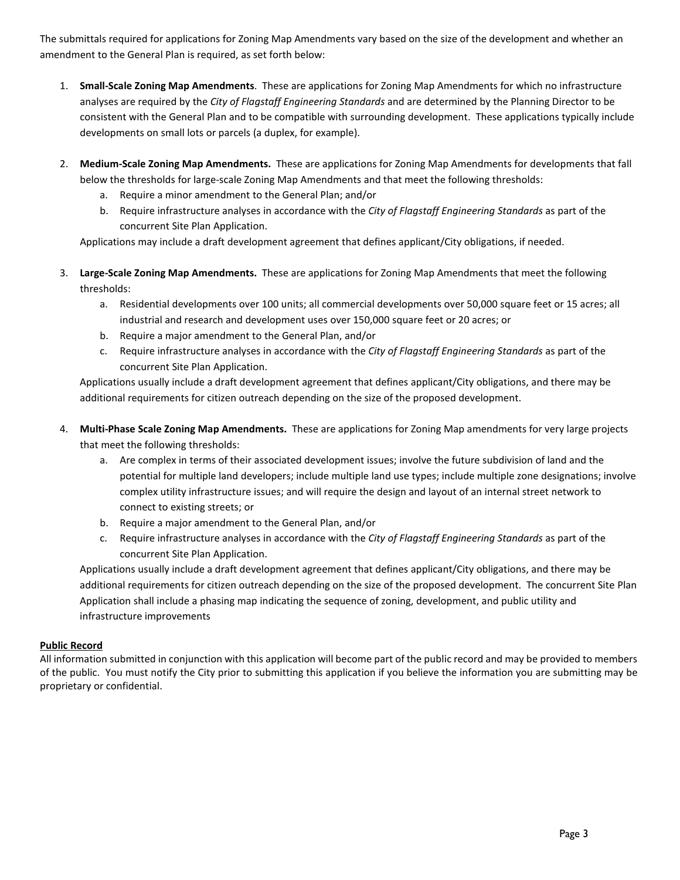The submittals required for applications for Zoning Map Amendments vary based on the size of the development and whether an amendment to the General Plan is required, as set forth below:

1. **Small-Scale Zoning Map Amendments**. These are applications for Zoning Map Amendments for which no infrastructure analyses are required by the *City of Flagstaff Engineering Standards* and are determined by the Planning Director to be consistent with the General Plan and to be compatible with surrounding development. These applications typically include developments on small lots or parcels (a duplex, for example).

2. **Medium-Scale Zoning Map Amendments.** These are applications for Zoning Map Amendments for developments that fall below the thresholds for large-scale Zoning Map Amendments and that meet the following thresholds:
   a. Require a minor amendment to the General Plan; and/or
   b. Require infrastructure analyses in accordance with the *City of Flagstaff Engineering Standards* as part of the concurrent Site Plan Application.

   Applications may include a draft development agreement that defines applicant/City obligations, if needed.

3. **Large-Scale Zoning Map Amendments.** These are applications for Zoning Map Amendments that meet the following thresholds:
   a. Residential developments over 100 units; all commercial developments over 50,000 square feet or 15 acres; all industrial and research and development uses over 150,000 square feet or 20 acres; or
   b. Require a major amendment to the General Plan, and/or
   c. Require infrastructure analyses in accordance with the *City of Flagstaff Engineering Standards* as part of the concurrent Site Plan Application.

   Applications usually include a draft development agreement that defines applicant/City obligations, and there may be additional requirements for citizen outreach depending on the size of the proposed development.

4. **Multi-Phase Scale Zoning Map Amendments.** These are applications for Zoning Map amendments for very large projects that meet the following thresholds:
   a. Are complex in terms of their associated development issues; involve the future subdivision of land and the potential for multiple land developers; include multiple land use types; include multiple zone designations; involve complex utility infrastructure issues; and will require the design and layout of an internal street network to connect to existing streets; or
   b. Require a major amendment to the General Plan, and/or
   c. Require infrastructure analyses in accordance with the *City of Flagstaff Engineering Standards* as part of the concurrent Site Plan Application.

   Applications usually include a draft development agreement that defines applicant/City obligations, and there may be additional requirements for citizen outreach depending on the size of the proposed development. The concurrent Site Plan Application shall include a phasing map indicating the sequence of zoning, development, and public utility and infrastructure improvements

**<u>Public Record</u>**

All information submitted in conjunction with this application will become part of the public record and may be provided to members of the public. You must notify the City prior to submitting this application if you believe the information you are submitting may be proprietary or confidential.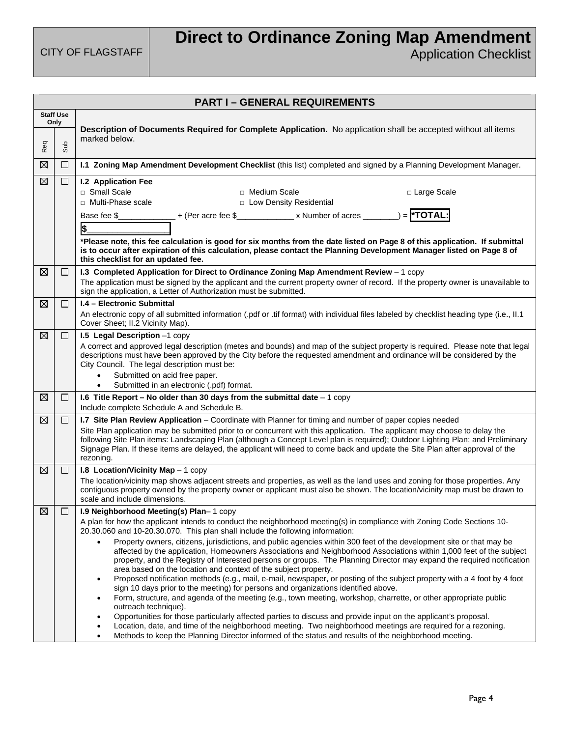CITY OF FLAGSTAFF

# Direct to Ordinance Zoning Map Amendment

Application Checklist

## PART I – GENERAL REQUIREMENTS

| Staff Use Only | | |
|---|---|---|
| Req | Sub | **Description of Documents Required for Complete Application.** No application shall be accepted without all items marked below. |
| ☒ | ☐ | **I.1 Zoning Map Amendment Development Checklist** (this list) completed and signed by a Planning Development Manager. |
| ☒ | ☐ | **I.2 Application Fee**<br>□ Small Scale □ Medium Scale □ Large Scale<br>□ Multi-Phase scale □ Low Density Residential<br>Base fee $____________ + (Per acre fee $____________ x Number of acres _______) = **\*TOTAL: $________________**<br>**\*Please note, this fee calculation is good for six months from the date listed on Page 8 of this application. If submittal is to occur after expiration of this calculation, please contact the Planning Development Manager listed on Page 8 of this checklist for an updated fee.** |
| ☒ | ☐ | **I.3 Completed Application for Direct to Ordinance Zoning Map Amendment Review** – 1 copy<br>The application must be signed by the applicant and the current property owner of record. If the property owner is unavailable to sign the application, a Letter of Authorization must be submitted. |
| ☒ | ☐ | **I.4 – Electronic Submittal**<br>An electronic copy of all submitted information (.pdf or .tif format) with individual files labeled by checklist heading type (i.e., II.1 Cover Sheet; II.2 Vicinity Map). |
| ☒ | ☐ | **I.5 Legal Description** –1 copy<br>A correct and approved legal description (metes and bounds) and map of the subject property is required. Please note that legal descriptions must have been approved by the City before the requested amendment and ordinance will be considered by the City Council. The legal description must be:<br>• Submitted on acid free paper.<br>• Submitted in an electronic (.pdf) format. |
| ☒ | ☐ | **I.6 Title Report – No older than 30 days from the submittal date** – 1 copy<br>Include complete Schedule A and Schedule B. |
| ☒ | ☐ | **I.7 Site Plan Review Application** – Coordinate with Planner for timing and number of paper copies needed<br>Site Plan application may be submitted prior to or concurrent with this application. The applicant may choose to delay the following Site Plan items: Landscaping Plan (although a Concept Level plan is required); Outdoor Lighting Plan; and Preliminary Signage Plan. If these items are delayed, the applicant will need to come back and update the Site Plan after approval of the rezoning. |
| ☒ | ☐ | **I.8 Location/Vicinity Map** – 1 copy<br>The location/vicinity map shows adjacent streets and properties, as well as the land uses and zoning for those properties. Any contiguous property owned by the property owner or applicant must also be shown. The location/vicinity map must be drawn to scale and include dimensions. |
| ☒ | ☐ | **I.9 Neighborhood Meeting(s) Plan**– 1 copy<br>A plan for how the applicant intends to conduct the neighborhood meeting(s) in compliance with Zoning Code Sections 10-20.30.060 and 10-20.30.070. This plan shall include the following information:<br>• Property owners, citizens, jurisdictions, and public agencies within 300 feet of the development site or that may be affected by the application, Homeowners Associations and Neighborhood Associations within 1,000 feet of the subject property, and the Registry of Interested persons or groups. The Planning Director may expand the required notification area based on the location and context of the subject property.<br>• Proposed notification methods (e.g., mail, e-mail, newspaper, or posting of the subject property with a 4 foot by 4 foot sign 10 days prior to the meeting) for persons and organizations identified above.<br>• Form, structure, and agenda of the meeting (e.g., town meeting, workshop, charrette, or other appropriate public outreach technique).<br>• Opportunities for those particularly affected parties to discuss and provide input on the applicant's proposal.<br>• Location, date, and time of the neighborhood meeting. Two neighborhood meetings are required for a rezoning.<br>• Methods to keep the Planning Director informed of the status and results of the neighborhood meeting. |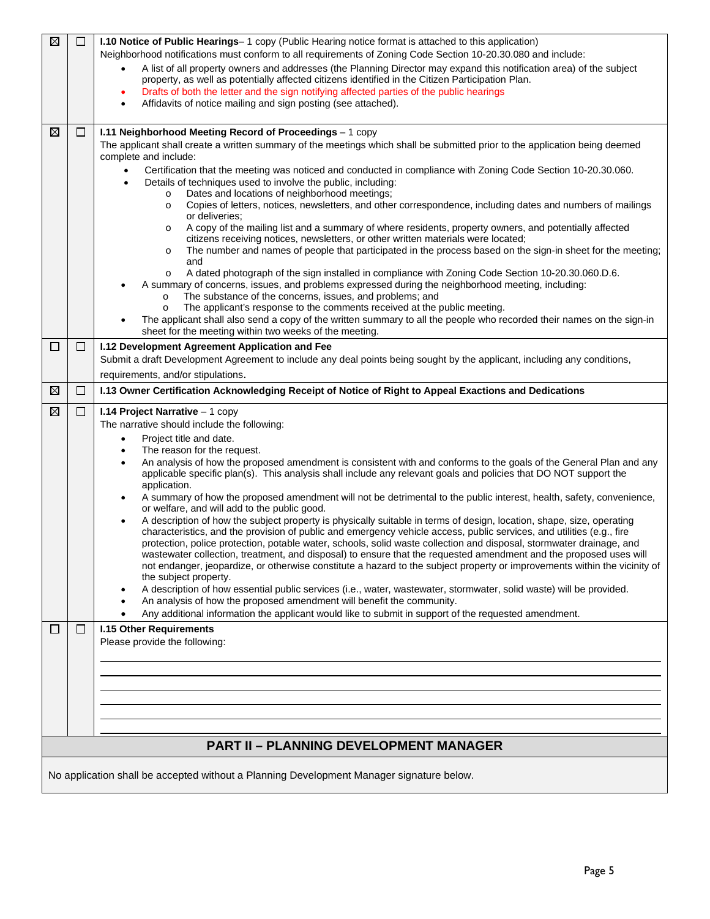| | | |
|---|---|---|
| ☒ | ☐ | **I.10 Notice of Public Hearings**– 1 copy (Public Hearing notice format is attached to this application)<br>Neighborhood notifications must conform to all requirements of Zoning Code Section 10-20.30.080 and include:<br>• A list of all property owners and addresses (the Planning Director may expand this notification area) of the subject property, as well as potentially affected citizens identified in the Citizen Participation Plan.<br>• Drafts of both the letter and the sign notifying affected parties of the public hearings<br>• Affidavits of notice mailing and sign posting (see attached). |
| ☒ | ☐ | **I.11 Neighborhood Meeting Record of Proceedings** – 1 copy<br>The applicant shall create a written summary of the meetings which shall be submitted prior to the application being deemed complete and include:<br>• Certification that the meeting was noticed and conducted in compliance with Zoning Code Section 10-20.30.060.<br>• Details of techniques used to involve the public, including:<br>  o Dates and locations of neighborhood meetings;<br>  o Copies of letters, notices, newsletters, and other correspondence, including dates and numbers of mailings or deliveries;<br>  o A copy of the mailing list and a summary of where residents, property owners, and potentially affected citizens receiving notices, newsletters, or other written materials were located;<br>  o The number and names of people that participated in the process based on the sign-in sheet for the meeting; and<br>  o A dated photograph of the sign installed in compliance with Zoning Code Section 10-20.30.060.D.6.<br>• A summary of concerns, issues, and problems expressed during the neighborhood meeting, including:<br>  o The substance of the concerns, issues, and problems; and<br>  o The applicant's response to the comments received at the public meeting.<br>• The applicant shall also send a copy of the written summary to all the people who recorded their names on the sign-in sheet for the meeting within two weeks of the meeting. |
| ☐ | ☐ | **I.12 Development Agreement Application and Fee**<br>Submit a draft Development Agreement to include any deal points being sought by the applicant, including any conditions, requirements, and/or stipulations. |
| ☒ | ☐ | **I.13 Owner Certification Acknowledging Receipt of Notice of Right to Appeal Exactions and Dedications** |
| ☒ | ☐ | **I.14 Project Narrative** – 1 copy<br>The narrative should include the following:<br>• Project title and date.<br>• The reason for the request.<br>• An analysis of how the proposed amendment is consistent with and conforms to the goals of the General Plan and any applicable specific plan(s). This analysis shall include any relevant goals and policies that DO NOT support the application.<br>• A summary of how the proposed amendment will not be detrimental to the public interest, health, safety, convenience, or welfare, and will add to the public good.<br>• A description of how the subject property is physically suitable in terms of design, location, shape, size, operating characteristics, and the provision of public and emergency vehicle access, public services, and utilities (e.g., fire protection, police protection, potable water, schools, solid waste collection and disposal, stormwater drainage, and wastewater collection, treatment, and disposal) to ensure that the requested amendment and the proposed uses will not endanger, jeopardize, or otherwise constitute a hazard to the subject property or improvements within the vicinity of the subject property.<br>• A description of how essential public services (i.e., water, wastewater, stormwater, solid waste) will be provided.<br>• An analysis of how the proposed amendment will benefit the community.<br>• Any additional information the applicant would like to submit in support of the requested amendment. |
| ☐ | ☐ | **I.15 Other Requirements**<br>Please provide the following:<br>______________________________<br>______________________________<br>______________________________<br>______________________________<br>______________________________ |

## PART II – PLANNING DEVELOPMENT MANAGER

No application shall be accepted without a Planning Development Manager signature below.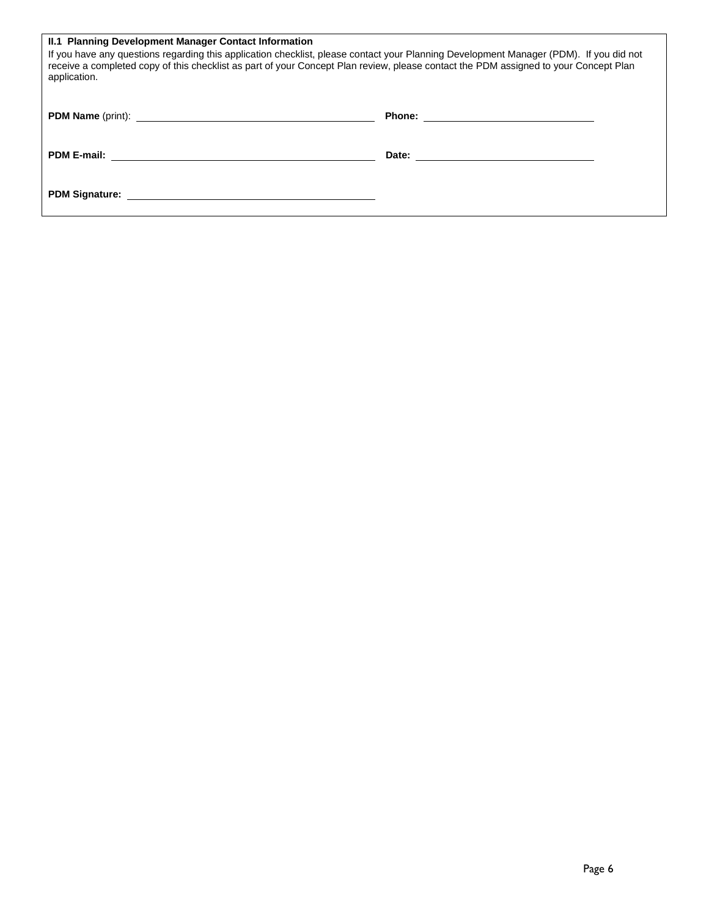**II.1 Planning Development Manager Contact Information**

If you have any questions regarding this application checklist, please contact your Planning Development Manager (PDM). If you did not receive a completed copy of this checklist as part of your Concept Plan review, please contact the PDM assigned to your Concept Plan application.

**PDM Name** (print): ______________________________ **Phone:** ______________________________

**PDM E-mail:** ______________________________ **Date:** ______________________________

**PDM Signature:** ______________________________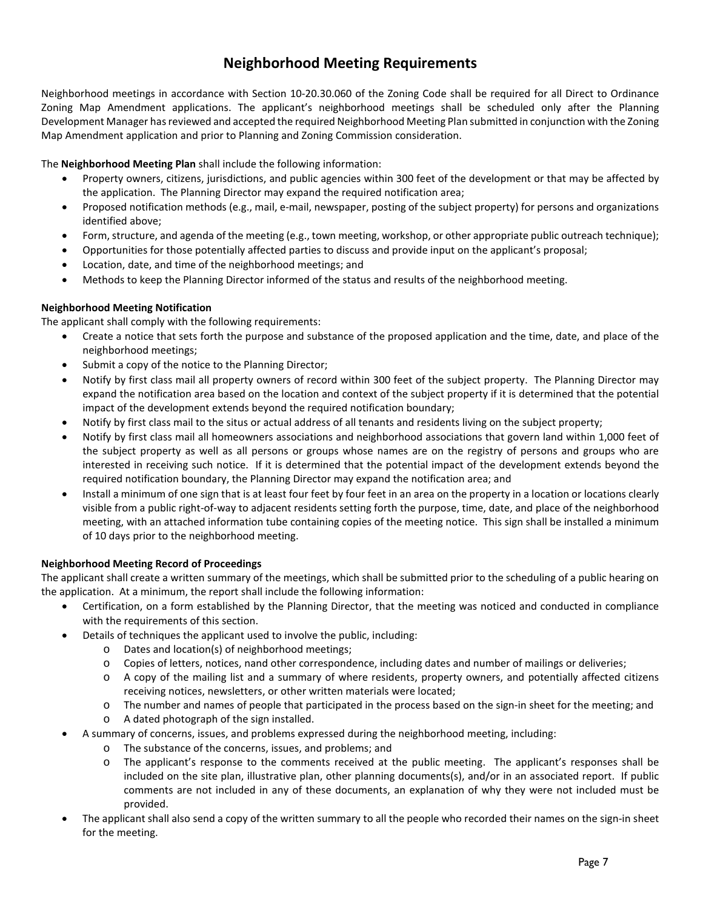# Neighborhood Meeting Requirements

Neighborhood meetings in accordance with Section 10-20.30.060 of the Zoning Code shall be required for all Direct to Ordinance Zoning Map Amendment applications. The applicant's neighborhood meetings shall be scheduled only after the Planning Development Manager has reviewed and accepted the required Neighborhood Meeting Plan submitted in conjunction with the Zoning Map Amendment application and prior to Planning and Zoning Commission consideration.

The **Neighborhood Meeting Plan** shall include the following information:

- Property owners, citizens, jurisdictions, and public agencies within 300 feet of the development or that may be affected by the application. The Planning Director may expand the required notification area;
- Proposed notification methods (e.g., mail, e-mail, newspaper, posting of the subject property) for persons and organizations identified above;
- Form, structure, and agenda of the meeting (e.g., town meeting, workshop, or other appropriate public outreach technique);
- Opportunities for those potentially affected parties to discuss and provide input on the applicant's proposal;
- Location, date, and time of the neighborhood meetings; and
- Methods to keep the Planning Director informed of the status and results of the neighborhood meeting.

**Neighborhood Meeting Notification**

The applicant shall comply with the following requirements:

- Create a notice that sets forth the purpose and substance of the proposed application and the time, date, and place of the neighborhood meetings;
- Submit a copy of the notice to the Planning Director;
- Notify by first class mail all property owners of record within 300 feet of the subject property. The Planning Director may expand the notification area based on the location and context of the subject property if it is determined that the potential impact of the development extends beyond the required notification boundary;
- Notify by first class mail to the situs or actual address of all tenants and residents living on the subject property;
- Notify by first class mail all homeowners associations and neighborhood associations that govern land within 1,000 feet of the subject property as well as all persons or groups whose names are on the registry of persons and groups who are interested in receiving such notice. If it is determined that the potential impact of the development extends beyond the required notification boundary, the Planning Director may expand the notification area; and
- Install a minimum of one sign that is at least four feet by four feet in an area on the property in a location or locations clearly visible from a public right-of-way to adjacent residents setting forth the purpose, time, date, and place of the neighborhood meeting, with an attached information tube containing copies of the meeting notice. This sign shall be installed a minimum of 10 days prior to the neighborhood meeting.

**Neighborhood Meeting Record of Proceedings**

The applicant shall create a written summary of the meetings, which shall be submitted prior to the scheduling of a public hearing on the application. At a minimum, the report shall include the following information:

- Certification, on a form established by the Planning Director, that the meeting was noticed and conducted in compliance with the requirements of this section.
- Details of techniques the applicant used to involve the public, including:
  - Dates and location(s) of neighborhood meetings;
  - Copies of letters, notices, nand other correspondence, including dates and number of mailings or deliveries;
  - A copy of the mailing list and a summary of where residents, property owners, and potentially affected citizens receiving notices, newsletters, or other written materials were located;
  - The number and names of people that participated in the process based on the sign-in sheet for the meeting; and
  - A dated photograph of the sign installed.
- A summary of concerns, issues, and problems expressed during the neighborhood meeting, including:
  - The substance of the concerns, issues, and problems; and
  - The applicant's response to the comments received at the public meeting. The applicant's responses shall be included on the site plan, illustrative plan, other planning documents(s), and/or in an associated report. If public comments are not included in any of these documents, an explanation of why they were not included must be provided.
- The applicant shall also send a copy of the written summary to all the people who recorded their names on the sign-in sheet for the meeting.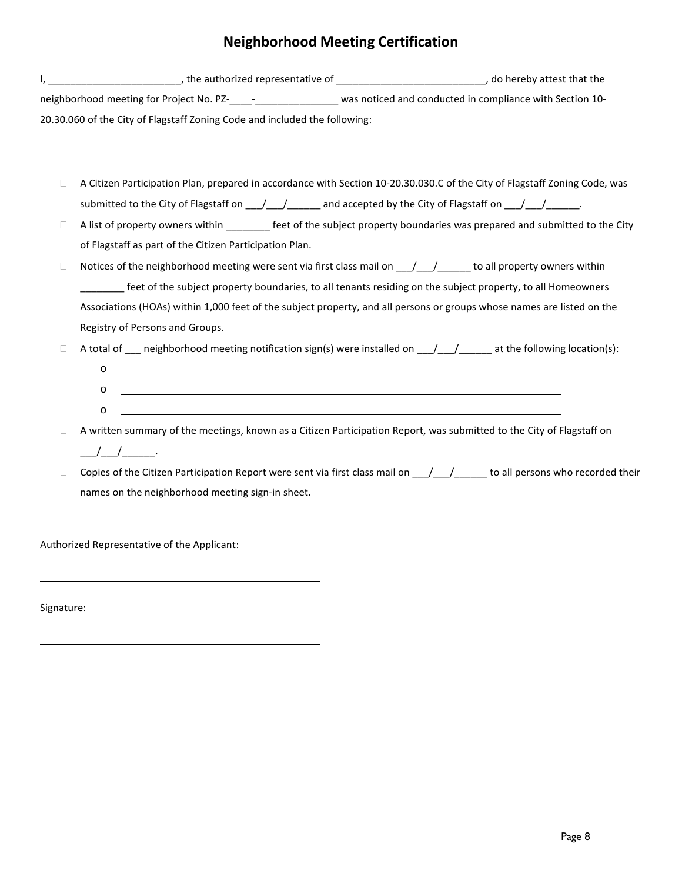# Neighborhood Meeting Certification

I, ________________________, the authorized representative of ___________________________, do hereby attest that the neighborhood meeting for Project No. PZ-____-_______________ was noticed and conducted in compliance with Section 10-20.30.060 of the City of Flagstaff Zoning Code and included the following:

- ☐ A Citizen Participation Plan, prepared in accordance with Section 10-20.30.030.C of the City of Flagstaff Zoning Code, was submitted to the City of Flagstaff on ___/___/______ and accepted by the City of Flagstaff on ___/___/______.
- ☐ A list of property owners within ________ feet of the subject property boundaries was prepared and submitted to the City of Flagstaff as part of the Citizen Participation Plan.
- ☐ Notices of the neighborhood meeting were sent via first class mail on ___/___/______ to all property owners within ________ feet of the subject property boundaries, to all tenants residing on the subject property, to all Homeowners Associations (HOAs) within 1,000 feet of the subject property, and all persons or groups whose names are listed on the Registry of Persons and Groups.
- ☐ A total of ___ neighborhood meeting notification sign(s) were installed on ___/___/______ at the following location(s):
  - ____________________________________________
  - ____________________________________________
  - ____________________________________________
- ☐ A written summary of the meetings, known as a Citizen Participation Report, was submitted to the City of Flagstaff on ___/___/______.
- ☐ Copies of the Citizen Participation Report were sent via first class mail on ___/___/______ to all persons who recorded their names on the neighborhood meeting sign-in sheet.

Authorized Representative of the Applicant:

____________________________________________

Signature:

____________________________________________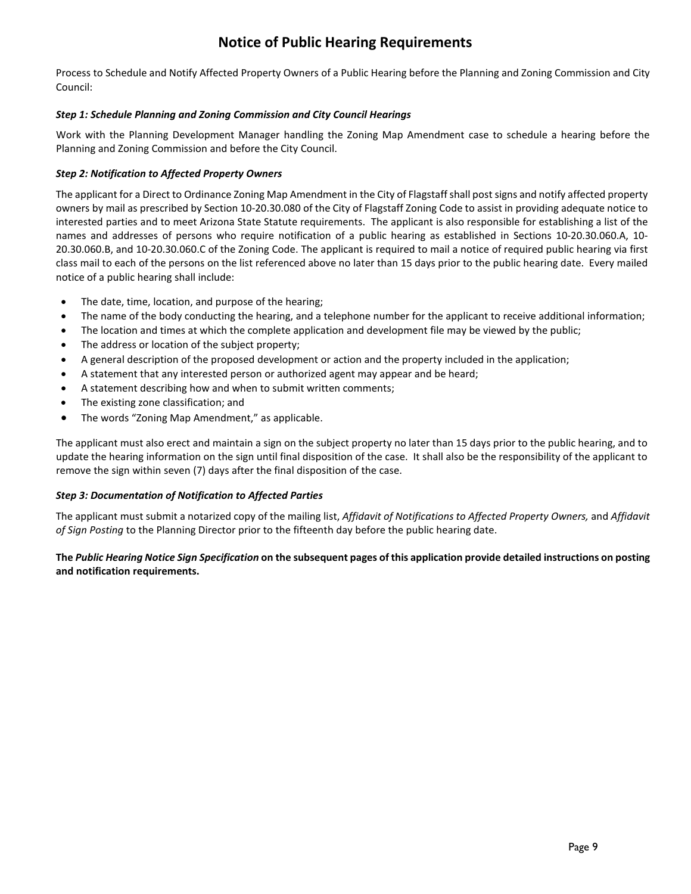# Notice of Public Hearing Requirements

Process to Schedule and Notify Affected Property Owners of a Public Hearing before the Planning and Zoning Commission and City Council:

***Step 1: Schedule Planning and Zoning Commission and City Council Hearings***

Work with the Planning Development Manager handling the Zoning Map Amendment case to schedule a hearing before the Planning and Zoning Commission and before the City Council.

***Step 2: Notification to Affected Property Owners***

The applicant for a Direct to Ordinance Zoning Map Amendment in the City of Flagstaff shall post signs and notify affected property owners by mail as prescribed by Section 10-20.30.080 of the City of Flagstaff Zoning Code to assist in providing adequate notice to interested parties and to meet Arizona State Statute requirements. The applicant is also responsible for establishing a list of the names and addresses of persons who require notification of a public hearing as established in Sections 10-20.30.060.A, 10-20.30.060.B, and 10-20.30.060.C of the Zoning Code. The applicant is required to mail a notice of required public hearing via first class mail to each of the persons on the list referenced above no later than 15 days prior to the public hearing date. Every mailed notice of a public hearing shall include:

- The date, time, location, and purpose of the hearing;
- The name of the body conducting the hearing, and a telephone number for the applicant to receive additional information;
- The location and times at which the complete application and development file may be viewed by the public;
- The address or location of the subject property;
- A general description of the proposed development or action and the property included in the application;
- A statement that any interested person or authorized agent may appear and be heard;
- A statement describing how and when to submit written comments;
- The existing zone classification; and
- The words "Zoning Map Amendment," as applicable.

The applicant must also erect and maintain a sign on the subject property no later than 15 days prior to the public hearing, and to update the hearing information on the sign until final disposition of the case. It shall also be the responsibility of the applicant to remove the sign within seven (7) days after the final disposition of the case.

***Step 3: Documentation of Notification to Affected Parties***

The applicant must submit a notarized copy of the mailing list, *Affidavit of Notifications to Affected Property Owners,* and *Affidavit of Sign Posting* to the Planning Director prior to the fifteenth day before the public hearing date.

**The *Public Hearing Notice Sign Specification* on the subsequent pages of this application provide detailed instructions on posting and notification requirements.**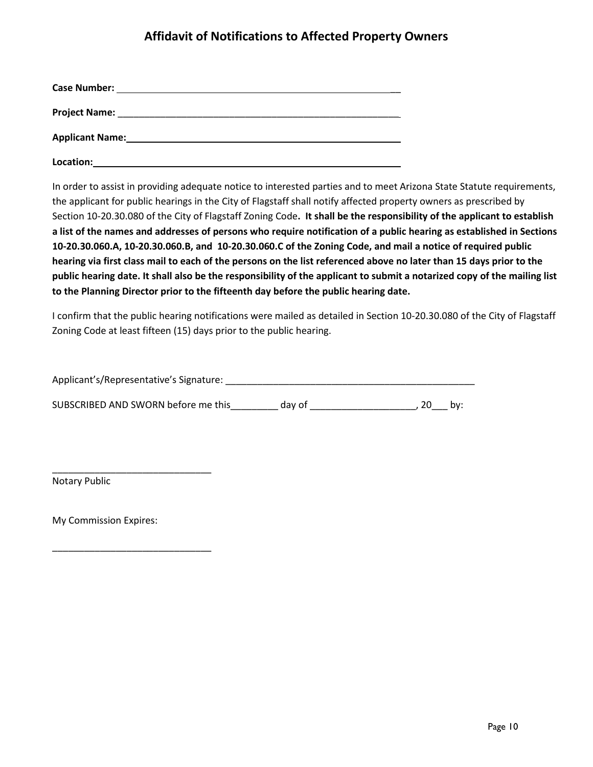# Affidavit of Notifications to Affected Property Owners

**Case Number:** ______________________________________________

**Project Name:** ______________________________________________

**Applicant Name:** ______________________________________________

**Location:** ______________________________________________

In order to assist in providing adequate notice to interested parties and to meet Arizona State Statute requirements, the applicant for public hearings in the City of Flagstaff shall notify affected property owners as prescribed by Section 10-20.30.080 of the City of Flagstaff Zoning Code**. It shall be the responsibility of the applicant to establish a list of the names and addresses of persons who require notification of a public hearing as established in Sections 10-20.30.060.A, 10-20.30.060.B, and 10-20.30.060.C of the Zoning Code, and mail a notice of required public hearing via first class mail to each of the persons on the list referenced above no later than 15 days prior to the public hearing date. It shall also be the responsibility of the applicant to submit a notarized copy of the mailing list to the Planning Director prior to the fifteenth day before the public hearing date.**

I confirm that the public hearing notifications were mailed as detailed in Section 10-20.30.080 of the City of Flagstaff Zoning Code at least fifteen (15) days prior to the public hearing.

Applicant's/Representative's Signature: _________________________________________________

SUBSCRIBED AND SWORN before me this_________ day of ____________________, 20___ by:

______________________________
Notary Public

My Commission Expires:

______________________________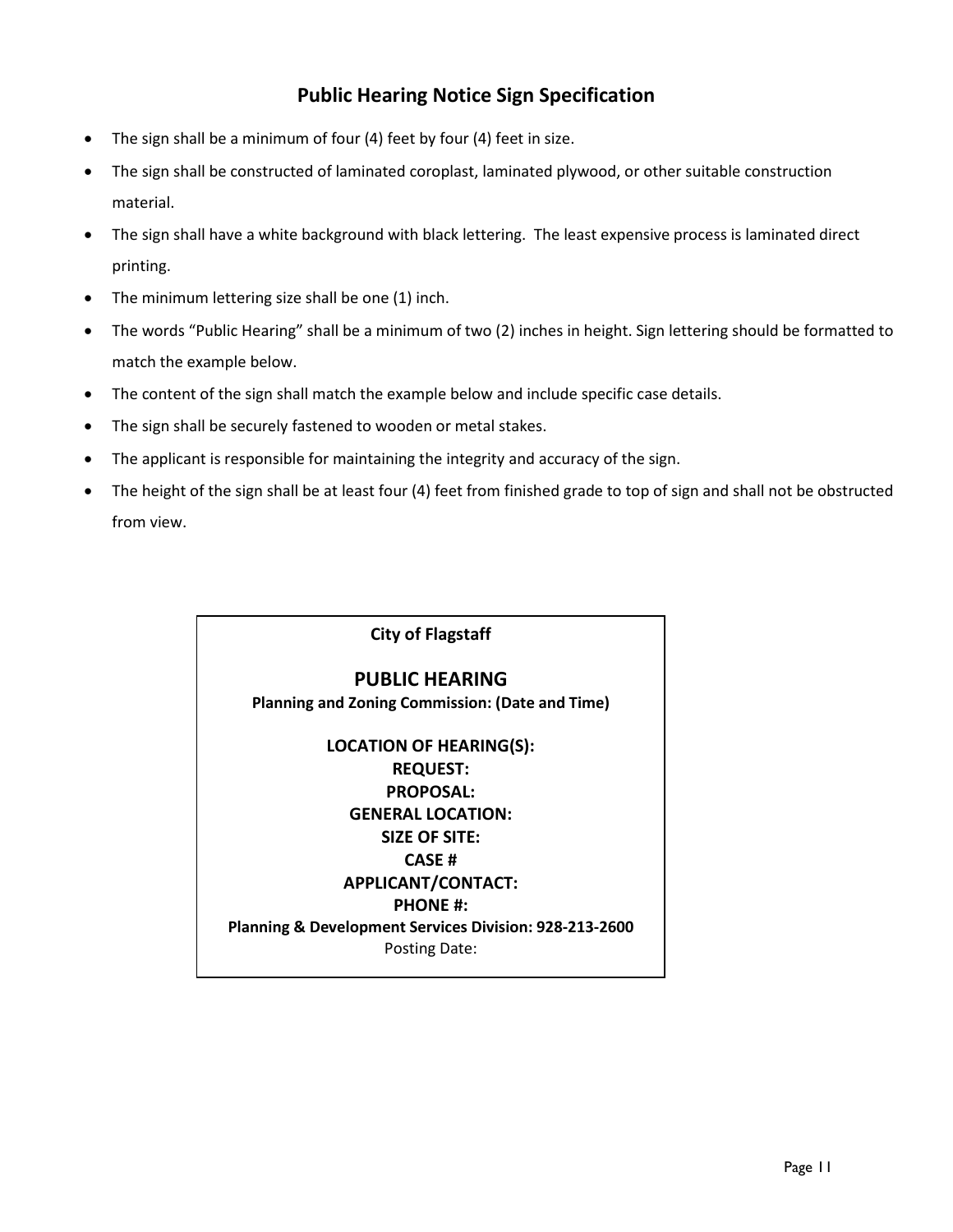## Public Hearing Notice Sign Specification

- The sign shall be a minimum of four (4) feet by four (4) feet in size.
- The sign shall be constructed of laminated coroplast, laminated plywood, or other suitable construction material.
- The sign shall have a white background with black lettering. The least expensive process is laminated direct printing.
- The minimum lettering size shall be one (1) inch.
- The words "Public Hearing" shall be a minimum of two (2) inches in height. Sign lettering should be formatted to match the example below.
- The content of the sign shall match the example below and include specific case details.
- The sign shall be securely fastened to wooden or metal stakes.
- The applicant is responsible for maintaining the integrity and accuracy of the sign.
- The height of the sign shall be at least four (4) feet from finished grade to top of sign and shall not be obstructed from view.

| **City of Flagstaff** |
|---|
| **PUBLIC HEARING** |
| **Planning and Zoning Commission: (Date and Time)** |
| **LOCATION OF HEARING(S):** |
| **REQUEST:** |
| **PROPOSAL:** |
| **GENERAL LOCATION:** |
| **SIZE OF SITE:** |
| **CASE #** |
| **APPLICANT/CONTACT:** |
| **PHONE #:** |
| **Planning & Development Services Division: 928-213-2600** |
| Posting Date: |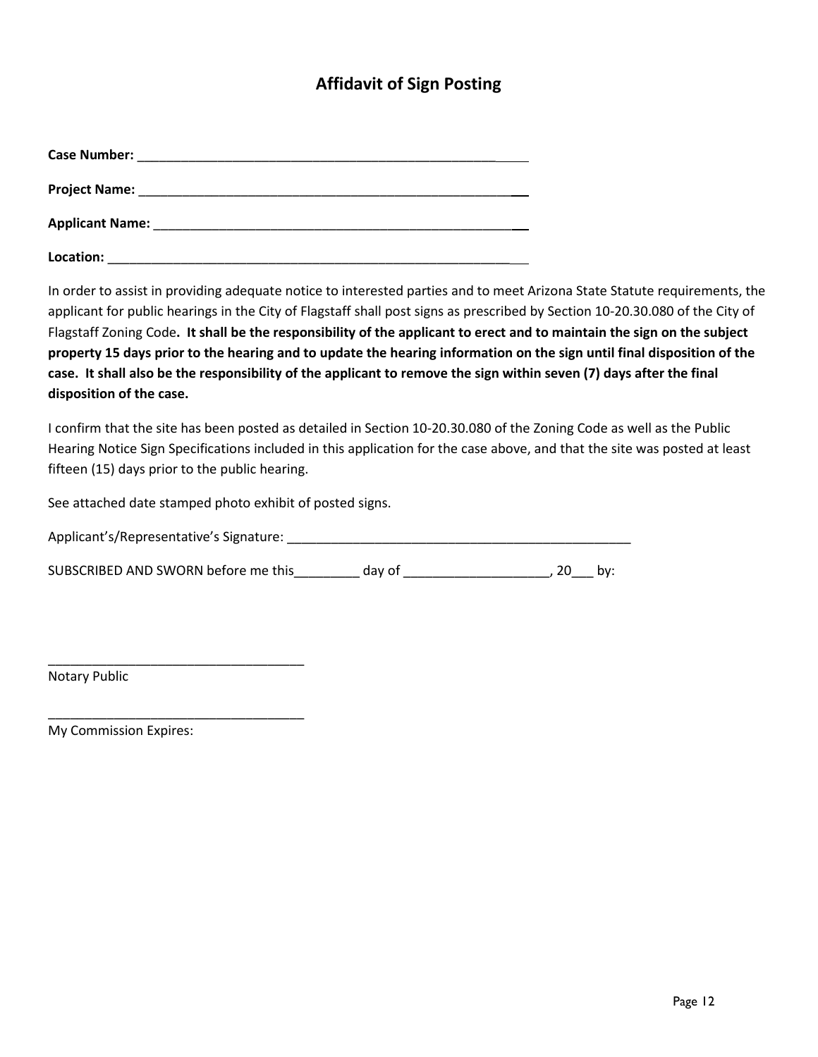# Affidavit of Sign Posting

**Case Number:** ___________________________________________________

**Project Name:** ___________________________________________________

**Applicant Name:** _________________________________________________

**Location:** ______________________________________________________

In order to assist in providing adequate notice to interested parties and to meet Arizona State Statute requirements, the applicant for public hearings in the City of Flagstaff shall post signs as prescribed by Section 10-20.30.080 of the City of Flagstaff Zoning Code**. It shall be the responsibility of the applicant to erect and to maintain the sign on the subject property 15 days prior to the hearing and to update the hearing information on the sign until final disposition of the case. It shall also be the responsibility of the applicant to remove the sign within seven (7) days after the final disposition of the case.**

I confirm that the site has been posted as detailed in Section 10-20.30.080 of the Zoning Code as well as the Public Hearing Notice Sign Specifications included in this application for the case above, and that the site was posted at least fifteen (15) days prior to the public hearing.

See attached date stamped photo exhibit of posted signs.

Applicant's/Representative's Signature: __________________________________________________

SUBSCRIBED AND SWORN before me this_________ day of ____________________, 20___ by:

___________________________________
Notary Public

___________________________________
My Commission Expires: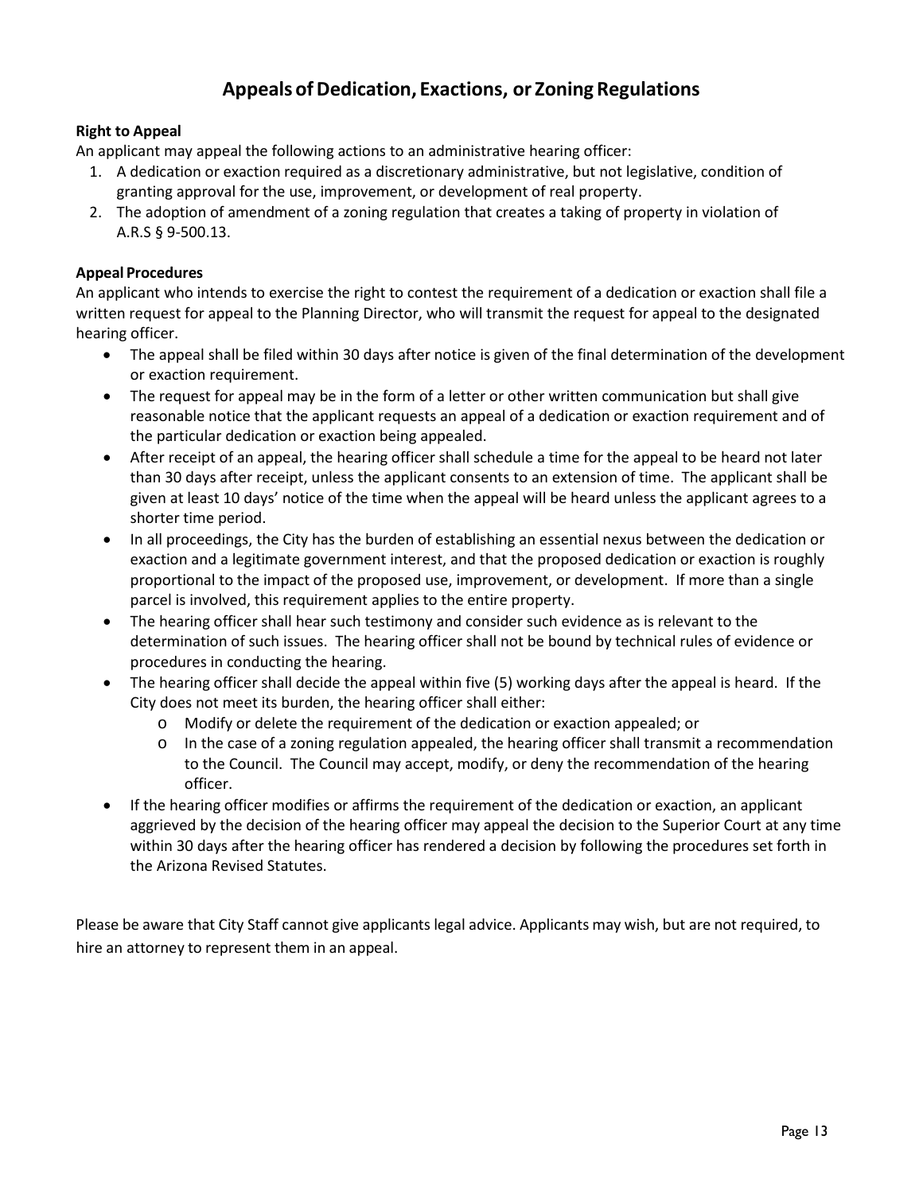# Appeals of Dedication, Exactions, or Zoning Regulations

**Right to Appeal**

An applicant may appeal the following actions to an administrative hearing officer:

1. A dedication or exaction required as a discretionary administrative, but not legislative, condition of granting approval for the use, improvement, or development of real property.
2. The adoption of amendment of a zoning regulation that creates a taking of property in violation of A.R.S § 9-500.13.

**Appeal Procedures**

An applicant who intends to exercise the right to contest the requirement of a dedication or exaction shall file a written request for appeal to the Planning Director, who will transmit the request for appeal to the designated hearing officer.

- The appeal shall be filed within 30 days after notice is given of the final determination of the development or exaction requirement.
- The request for appeal may be in the form of a letter or other written communication but shall give reasonable notice that the applicant requests an appeal of a dedication or exaction requirement and of the particular dedication or exaction being appealed.
- After receipt of an appeal, the hearing officer shall schedule a time for the appeal to be heard not later than 30 days after receipt, unless the applicant consents to an extension of time. The applicant shall be given at least 10 days' notice of the time when the appeal will be heard unless the applicant agrees to a shorter time period.
- In all proceedings, the City has the burden of establishing an essential nexus between the dedication or exaction and a legitimate government interest, and that the proposed dedication or exaction is roughly proportional to the impact of the proposed use, improvement, or development. If more than a single parcel is involved, this requirement applies to the entire property.
- The hearing officer shall hear such testimony and consider such evidence as is relevant to the determination of such issues. The hearing officer shall not be bound by technical rules of evidence or procedures in conducting the hearing.
- The hearing officer shall decide the appeal within five (5) working days after the appeal is heard. If the City does not meet its burden, the hearing officer shall either:
  - Modify or delete the requirement of the dedication or exaction appealed; or
  - In the case of a zoning regulation appealed, the hearing officer shall transmit a recommendation to the Council. The Council may accept, modify, or deny the recommendation of the hearing officer.
- If the hearing officer modifies or affirms the requirement of the dedication or exaction, an applicant aggrieved by the decision of the hearing officer may appeal the decision to the Superior Court at any time within 30 days after the hearing officer has rendered a decision by following the procedures set forth in the Arizona Revised Statutes.

Please be aware that City Staff cannot give applicants legal advice. Applicants may wish, but are not required, to hire an attorney to represent them in an appeal.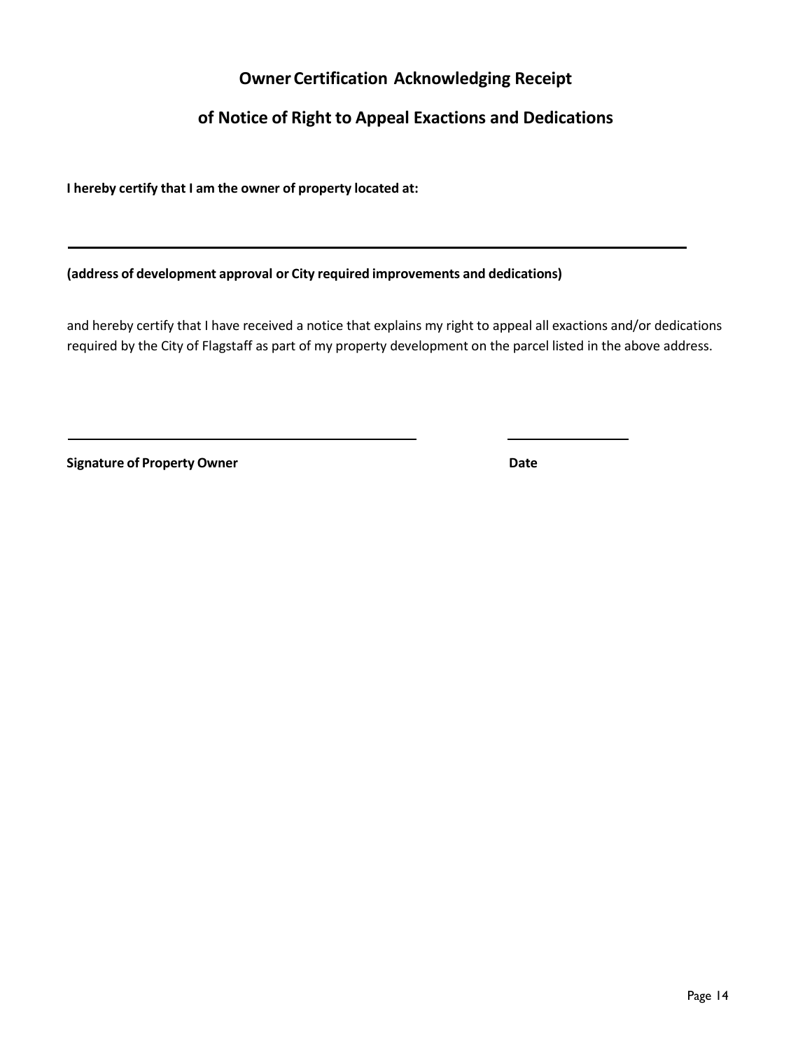# Owner Certification Acknowledging Receipt

# of Notice of Right to Appeal Exactions and Dedications

**I hereby certify that I am the owner of property located at:**

\_\_\_\_\_\_\_\_\_\_\_\_\_\_\_\_\_\_\_\_\_\_\_\_\_\_\_\_\_\_\_\_\_\_\_\_\_\_\_\_\_\_\_\_\_\_\_\_\_\_\_\_\_\_\_\_\_\_\_\_\_\_\_\_\_\_\_\_\_\_

**(address of development approval or City required improvements and dedications)**

and hereby certify that I have received a notice that explains my right to appeal all exactions and/or dedications required by the City of Flagstaff as part of my property development on the parcel listed in the above address.

\_\_\_\_\_\_\_\_\_\_\_\_\_\_\_\_\_\_\_\_\_\_\_\_\_\_\_\_\_\_\_\_\_\_\_\_\_\_\_\_ \_\_\_\_\_\_\_\_\_\_\_\_\_\_\_\_

**Signature of Property Owner** **Date**